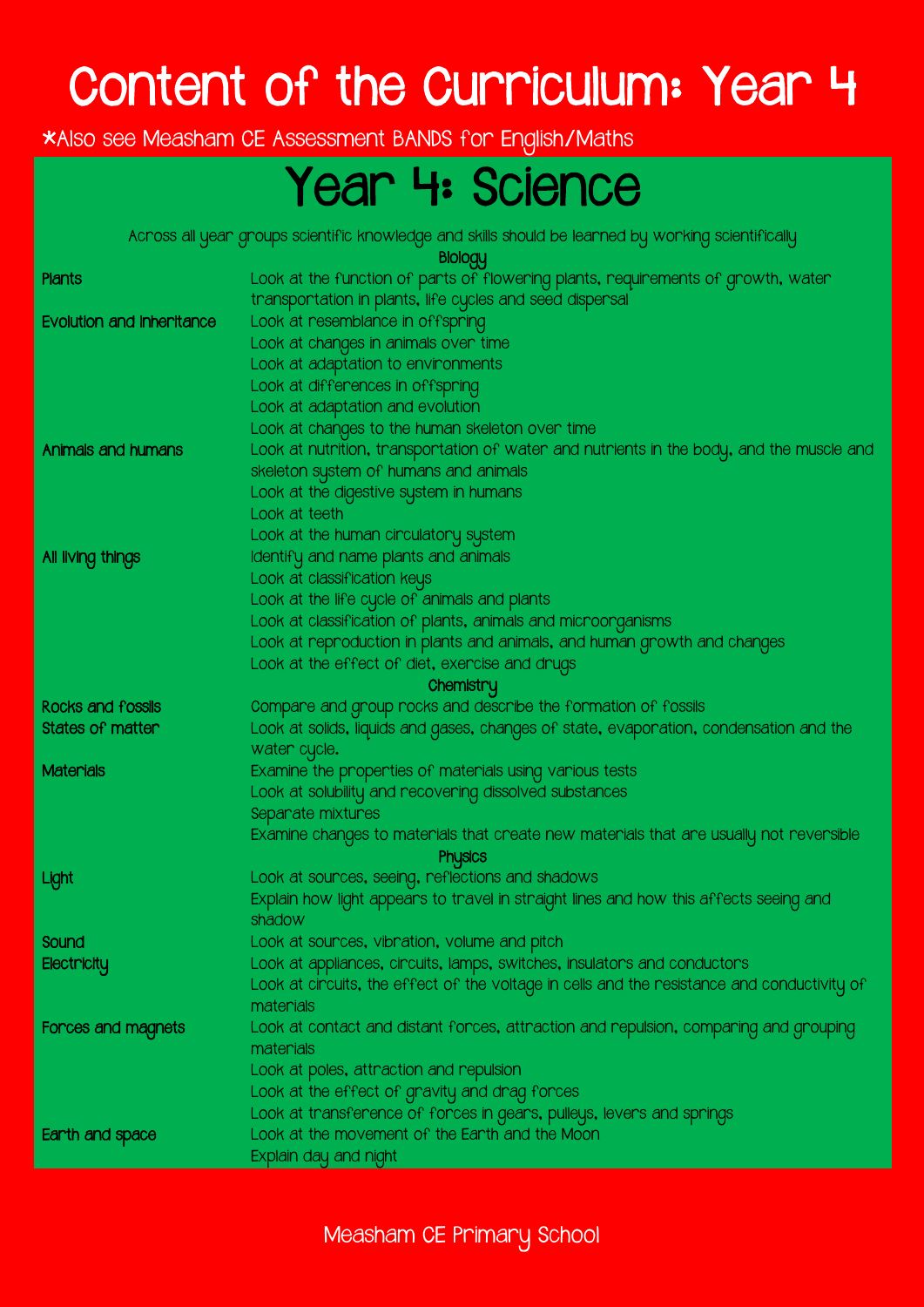# Content of the Curriculum: Year 4

*Also see Measham CE Assessment BANDS for English/Maths

## Year 4: Science

Across all year groups scientific knowledge and skills should be learned by working scientifically

| | |
|---|---|
| | **Biology** |
| **Plants** | Look at the function of parts of flowering plants, requirements of growth, water transportation in plants, life cycles and seed dispersal |
| **Evolution and Inheritance** | Look at resemblance in offspring<br>Look at changes in animals over time<br>Look at adaptation to environments<br>Look at differences in offspring<br>Look at adaptation and evolution<br>Look at changes to the human skeleton over time |
| **Animals and humans** | Look at nutrition, transportation of water and nutrients in the body, and the muscle and skeleton system of humans and animals<br>Look at the digestive system in humans<br>Look at teeth<br>Look at the human circulatory system |
| **All living things** | Identify and name plants and animals<br>Look at classification keys<br>Look at the life cycle of animals and plants<br>Look at classification of plants, animals and microorganisms<br>Look at reproduction in plants and animals, and human growth and changes<br>Look at the effect of diet, exercise and drugs |
| | **Chemistry** |
| **Rocks and fossils** | Compare and group rocks and describe the formation of fossils |
| **States of matter** | Look at solids, liquids and gases, changes of state, evaporation, condensation and the water cycle. |
| **Materials** | Examine the properties of materials using various tests<br>Look at solubility and recovering dissolved substances<br>Separate mixtures<br>Examine changes to materials that create new materials that are usually not reversible |
| | **Physics** |
| **Light** | Look at sources, seeing, reflections and shadows<br>Explain how light appears to travel in straight lines and how this affects seeing and shadow |
| **Sound** | Look at sources, vibration, volume and pitch |
| **Electricity** | Look at appliances, circuits, lamps, switches, insulators and conductors<br>Look at circuits, the effect of the voltage in cells and the resistance and conductivity of materials |
| **Forces and magnets** | Look at contact and distant forces, attraction and repulsion, comparing and grouping materials<br>Look at poles, attraction and repulsion<br>Look at the effect of gravity and drag forces<br>Look at transference of forces in gears, pulleys, levers and springs |
| **Earth and space** | Look at the movement of the Earth and the Moon<br>Explain day and night |

Measham CE Primary School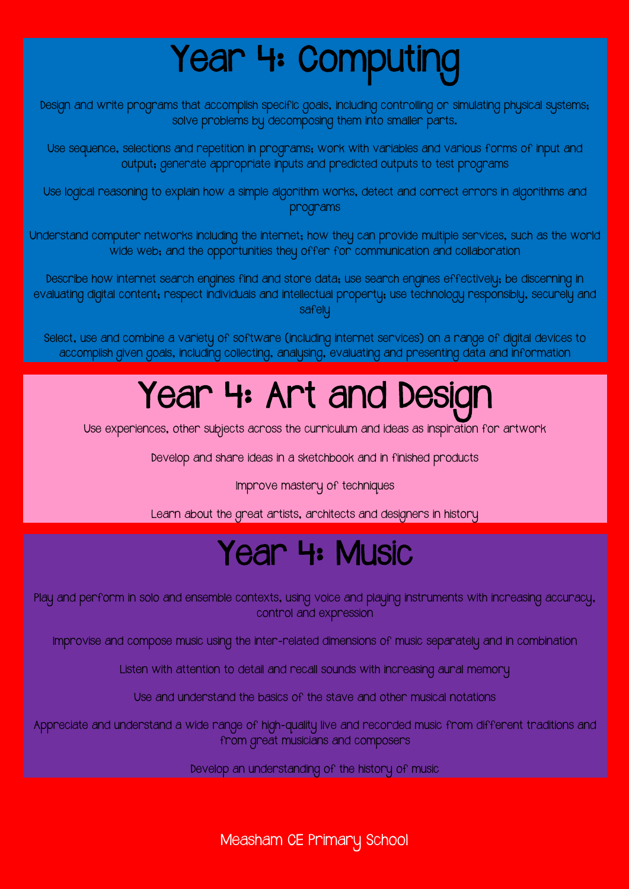# Year 4: Computing

Design and write programs that accomplish specific goals, including controlling or simulating physical systems; solve problems by decomposing them into smaller parts.

Use sequence, selections and repetition in programs; work with variables and various forms of input and output; generate appropriate inputs and predicted outputs to test programs

Use logical reasoning to explain how a simple algorithm works, detect and correct errors in algorithms and programs

Understand computer networks including the internet; how they can provide multiple services, such as the world wide web; and the opportunities they offer for communication and collaboration

Describe how internet search engines find and store data; use search engines effectively; be discerning in evaluating digital content; respect individuals and intellectual property; use technology responsibly, securely and safely

Select, use and combine a variety of software (including internet services) on a range of digital devices to accomplish given goals, including collecting, analysing, evaluating and presenting data and information

# Year 4: Art and Design

Use experiences, other subjects across the curriculum and ideas as inspiration for artwork

Develop and share ideas in a sketchbook and in finished products

Improve mastery of techniques

Learn about the great artists, architects and designers in history

# Year 4: Music

Play and perform in solo and ensemble contexts, using voice and playing instruments with increasing accuracy, control and expression

Improvise and compose music using the inter-related dimensions of music separately and in combination

Listen with attention to detail and recall sounds with increasing aural memory

Use and understand the basics of the stave and other musical notations

Appreciate and understand a wide range of high-quality live and recorded music from different traditions and from great musicians and composers

Develop an understanding of the history of music

Measham CE Primary School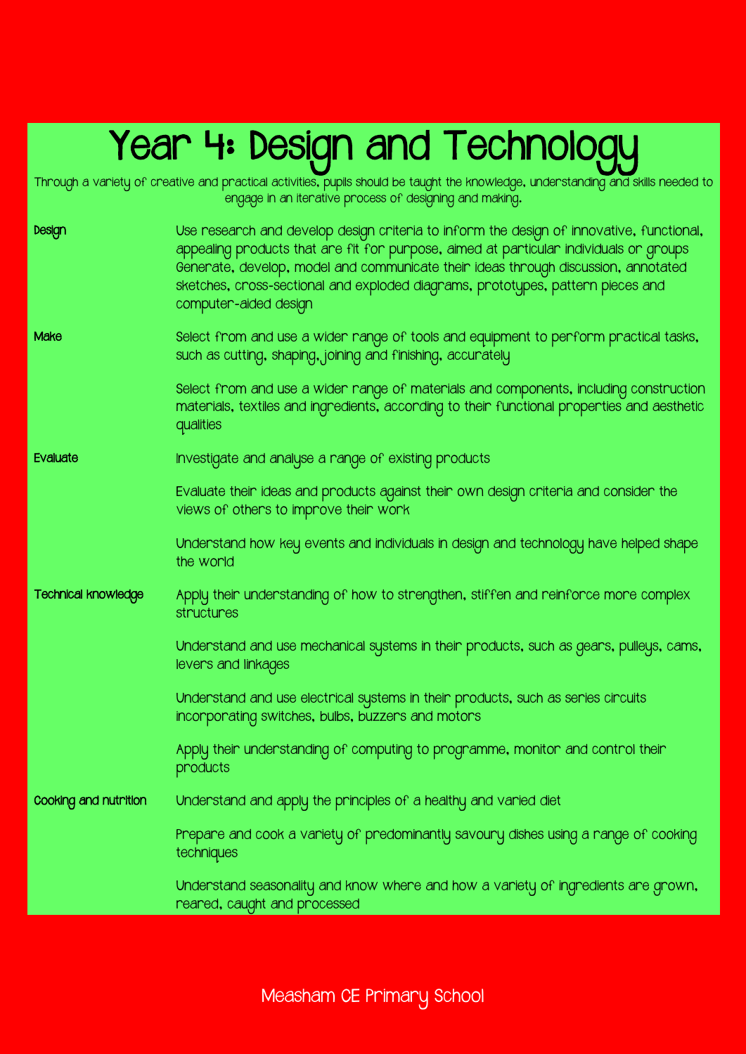# Year 4: Design and Technology

Through a variety of creative and practical activities, pupils should be taught the knowledge, understanding and skills needed to engage in an iterative process of designing and making.

| | |
|---|---|
| **Design** | Use research and develop design criteria to inform the design of innovative, functional, appealing products that are fit for purpose, aimed at particular individuals or groups<br>Generate, develop, model and communicate their ideas through discussion, annotated sketches, cross-sectional and exploded diagrams, prototypes, pattern pieces and computer-aided design |
| **Make** | Select from and use a wider range of tools and equipment to perform practical tasks, such as cutting, shaping, joining and finishing, accurately |
| | Select from and use a wider range of materials and components, including construction materials, textiles and ingredients, according to their functional properties and aesthetic qualities |
| **Evaluate** | Investigate and analyse a range of existing products |
| | Evaluate their ideas and products against their own design criteria and consider the views of others to improve their work |
| | Understand how key events and individuals in design and technology have helped shape the world |
| **Technical knowledge** | Apply their understanding of how to strengthen, stiffen and reinforce more complex structures |
| | Understand and use mechanical systems in their products, such as gears, pulleys, cams, levers and linkages |
| | Understand and use electrical systems in their products, such as series circuits incorporating switches, bulbs, buzzers and motors |
| | Apply their understanding of computing to programme, monitor and control their products |
| **Cooking and nutrition** | Understand and apply the principles of a healthy and varied diet |
| | Prepare and cook a variety of predominantly savoury dishes using a range of cooking techniques |
| | Understand seasonality and know where and how a variety of ingredients are grown, reared, caught and processed |

Measham CE Primary School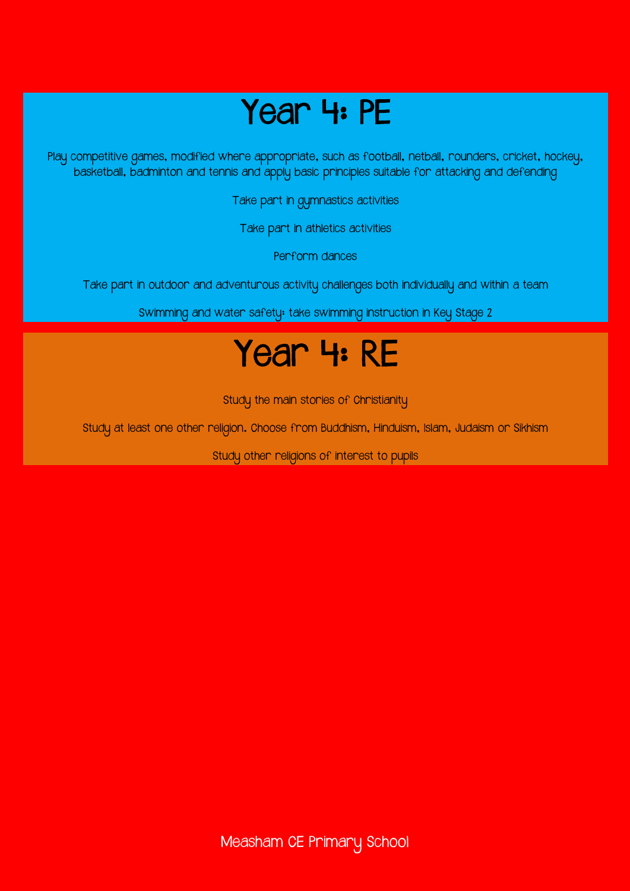# Year 4: PE

Play competitive games, modified where appropriate, such as football, netball, rounders, cricket, hockey, basketball, badminton and tennis and apply basic principles suitable for attacking and defending

Take part in gymnastics activities

Take part in athletics activities

Perform dances

Take part in outdoor and adventurous activity challenges both individually and within a team

Swimming and water safety: take swimming instruction in Key Stage 2

# Year 4: RE

Study the main stories of Christianity

Study at least one other religion. Choose from Buddhism, Hinduism, Islam, Judaism or Sikhism

Study other religions of interest to pupils

Measham CE Primary School